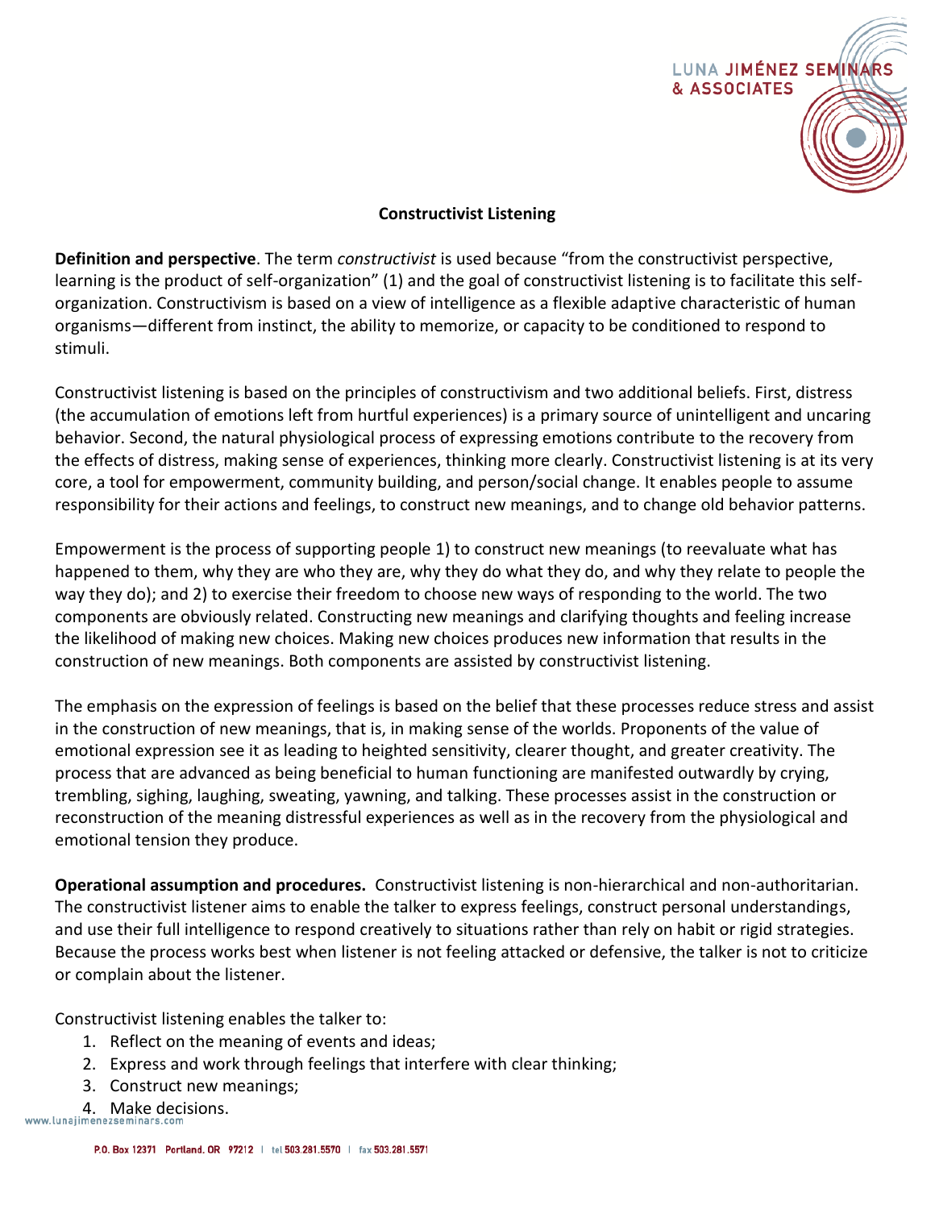## Constructivist Listening

**Definition and perspective**. The term *constructivist* is used because "from the constructivist perspective, learning is the product of self-organization" (1) and the goal of constructivist listening is to facilitate this self-organization. Constructivism is based on a view of intelligence as a flexible adaptive characteristic of human organisms—different from instinct, the ability to memorize, or capacity to be conditioned to respond to stimuli.

Constructivist listening is based on the principles of constructivism and two additional beliefs. First, distress (the accumulation of emotions left from hurtful experiences) is a primary source of unintelligent and uncaring behavior. Second, the natural physiological process of expressing emotions contribute to the recovery from the effects of distress, making sense of experiences, thinking more clearly. Constructivist listening is at its very core, a tool for empowerment, community building, and person/social change. It enables people to assume responsibility for their actions and feelings, to construct new meanings, and to change old behavior patterns.

Empowerment is the process of supporting people 1) to construct new meanings (to reevaluate what has happened to them, why they are who they are, why they do what they do, and why they relate to people the way they do); and 2) to exercise their freedom to choose new ways of responding to the world. The two components are obviously related. Constructing new meanings and clarifying thoughts and feeling increase the likelihood of making new choices. Making new choices produces new information that results in the construction of new meanings. Both components are assisted by constructivist listening.

The emphasis on the expression of feelings is based on the belief that these processes reduce stress and assist in the construction of new meanings, that is, in making sense of the worlds. Proponents of the value of emotional expression see it as leading to heighted sensitivity, clearer thought, and greater creativity. The process that are advanced as being beneficial to human functioning are manifested outwardly by crying, trembling, sighing, laughing, sweating, yawning, and talking. These processes assist in the construction or reconstruction of the meaning distressful experiences as well as in the recovery from the physiological and emotional tension they produce.

**Operational assumption and procedures.** Constructivist listening is non-hierarchical and non-authoritarian. The constructivist listener aims to enable the talker to express feelings, construct personal understandings, and use their full intelligence to respond creatively to situations rather than rely on habit or rigid strategies. Because the process works best when listener is not feeling attacked or defensive, the talker is not to criticize or complain about the listener.

Constructivist listening enables the talker to:

1. Reflect on the meaning of events and ideas;
2. Express and work through feelings that interfere with clear thinking;
3. Construct new meanings;
4. Make decisions.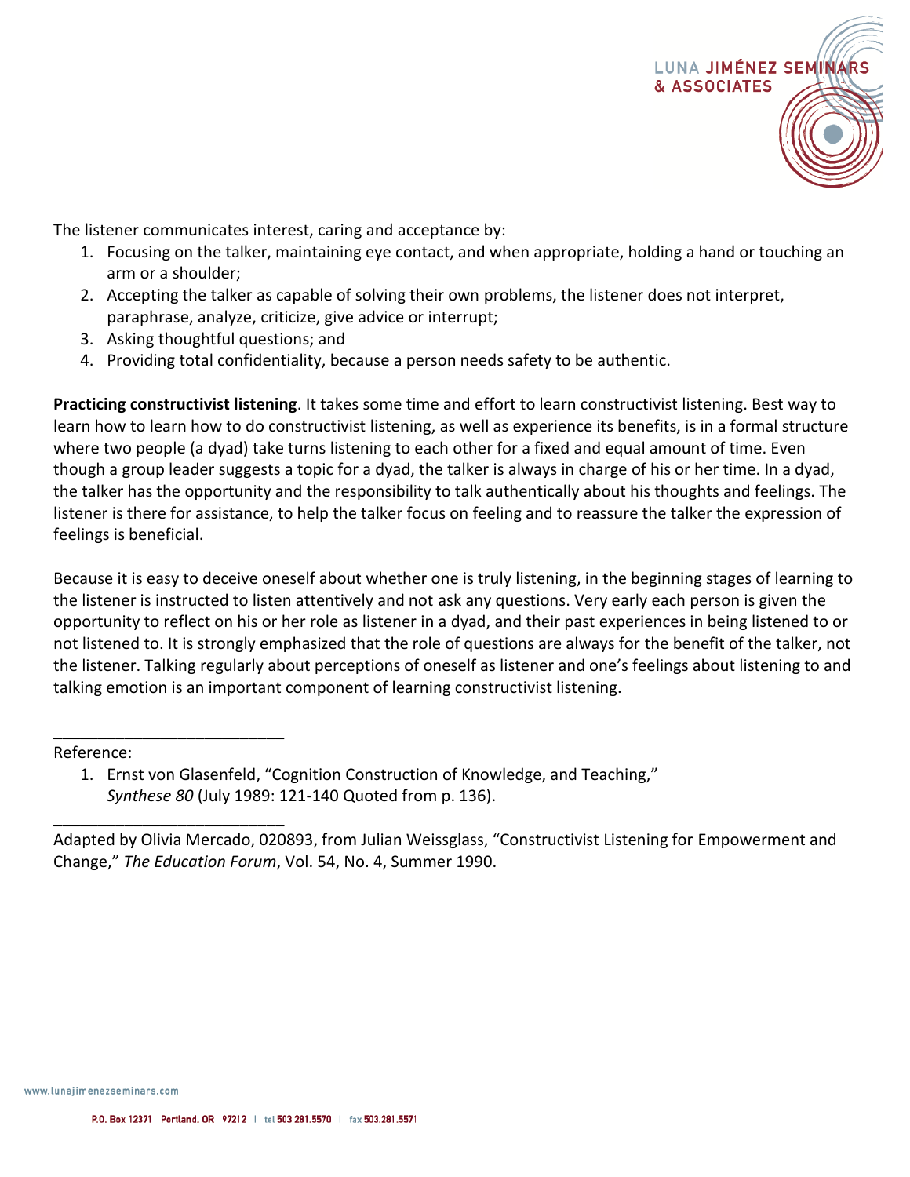The listener communicates interest, caring and acceptance by:

1. Focusing on the talker, maintaining eye contact, and when appropriate, holding a hand or touching an arm or a shoulder;
2. Accepting the talker as capable of solving their own problems, the listener does not interpret, paraphrase, analyze, criticize, give advice or interrupt;
3. Asking thoughtful questions; and
4. Providing total confidentiality, because a person needs safety to be authentic.

**Practicing constructivist listening**. It takes some time and effort to learn constructivist listening. Best way to learn how to learn how to do constructivist listening, as well as experience its benefits, is in a formal structure where two people (a dyad) take turns listening to each other for a fixed and equal amount of time. Even though a group leader suggests a topic for a dyad, the talker is always in charge of his or her time. In a dyad, the talker has the opportunity and the responsibility to talk authentically about his thoughts and feelings. The listener is there for assistance, to help the talker focus on feeling and to reassure the talker the expression of feelings is beneficial.

Because it is easy to deceive oneself about whether one is truly listening, in the beginning stages of learning to the listener is instructed to listen attentively and not ask any questions. Very early each person is given the opportunity to reflect on his or her role as listener in a dyad, and their past experiences in being listened to or not listened to. It is strongly emphasized that the role of questions are always for the benefit of the talker, not the listener. Talking regularly about perceptions of oneself as listener and one's feelings about listening to and talking emotion is an important component of learning constructivist listening.

---

Reference:

1. Ernst von Glasenfeld, "Cognition Construction of Knowledge, and Teaching," *Synthese 80* (July 1989: 121-140 Quoted from p. 136).

---

Adapted by Olivia Mercado, 020893, from Julian Weissglass, "Constructivist Listening for Empowerment and Change," *The Education Forum*, Vol. 54, No. 4, Summer 1990.